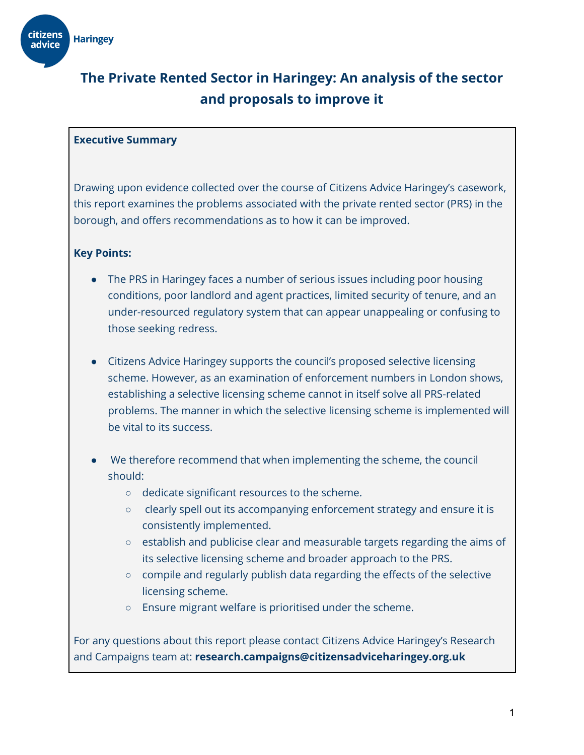# The Private Rented Sector in Haringey: An analysis of the sector and proposals to improve it

## Executive Summary

Drawing upon evidence collected over the course of Citizens Advice Haringey's casework, this report examines the problems associated with the private rented sector (PRS) in the borough, and offers recommendations as to how it can be improved.

**Key Points:**

- The PRS in Haringey faces a number of serious issues including poor housing conditions, poor landlord and agent practices, limited security of tenure, and an under-resourced regulatory system that can appear unappealing or confusing to those seeking redress.

- Citizens Advice Haringey supports the council's proposed selective licensing scheme. However, as an examination of enforcement numbers in London shows, establishing a selective licensing scheme cannot in itself solve all PRS-related problems. The manner in which the selective licensing scheme is implemented will be vital to its success.

- We therefore recommend that when implementing the scheme, the council should:
  - dedicate significant resources to the scheme.
  - clearly spell out its accompanying enforcement strategy and ensure it is consistently implemented.
  - establish and publicise clear and measurable targets regarding the aims of its selective licensing scheme and broader approach to the PRS.
  - compile and regularly publish data regarding the effects of the selective licensing scheme.
  - Ensure migrant welfare is prioritised under the scheme.

For any questions about this report please contact Citizens Advice Haringey's Research and Campaigns team at: **research.campaigns@citizensadviceharingey.org.uk**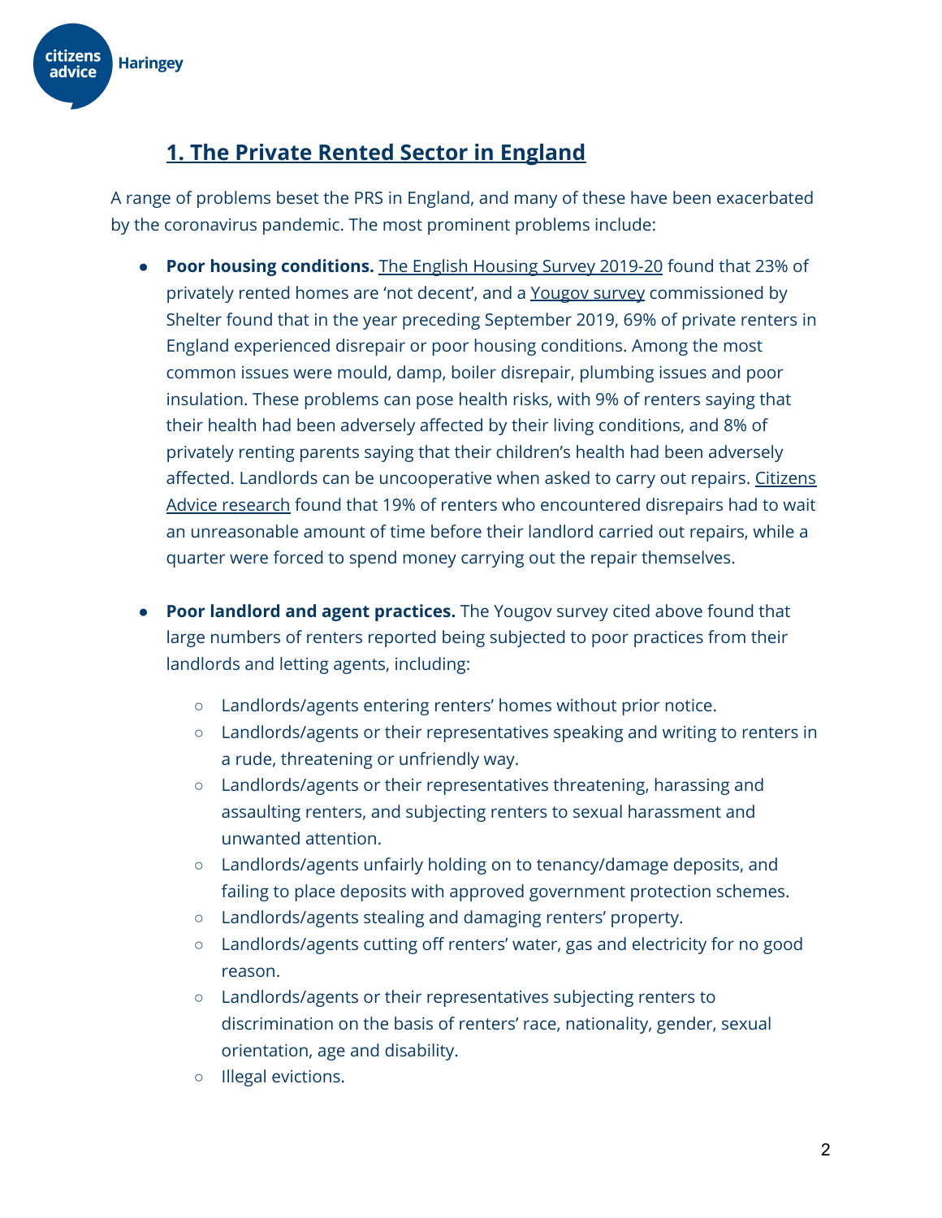## 1. The Private Rented Sector in England

A range of problems beset the PRS in England, and many of these have been exacerbated by the coronavirus pandemic. The most prominent problems include:

- **Poor housing conditions.** The English Housing Survey 2019-20 found that 23% of privately rented homes are 'not decent', and a Yougov survey commissioned by Shelter found that in the year preceding September 2019, 69% of private renters in England experienced disrepair or poor housing conditions. Among the most common issues were mould, damp, boiler disrepair, plumbing issues and poor insulation. These problems can pose health risks, with 9% of renters saying that their health had been adversely affected by their living conditions, and 8% of privately renting parents saying that their children's health had been adversely affected. Landlords can be uncooperative when asked to carry out repairs. Citizens Advice research found that 19% of renters who encountered disrepairs had to wait an unreasonable amount of time before their landlord carried out repairs, while a quarter were forced to spend money carrying out the repair themselves.

- **Poor landlord and agent practices.** The Yougov survey cited above found that large numbers of renters reported being subjected to poor practices from their landlords and letting agents, including:
    - Landlords/agents entering renters' homes without prior notice.
    - Landlords/agents or their representatives speaking and writing to renters in a rude, threatening or unfriendly way.
    - Landlords/agents or their representatives threatening, harassing and assaulting renters, and subjecting renters to sexual harassment and unwanted attention.
    - Landlords/agents unfairly holding on to tenancy/damage deposits, and failing to place deposits with approved government protection schemes.
    - Landlords/agents stealing and damaging renters' property.
    - Landlords/agents cutting off renters' water, gas and electricity for no good reason.
    - Landlords/agents or their representatives subjecting renters to discrimination on the basis of renters' race, nationality, gender, sexual orientation, age and disability.
    - Illegal evictions.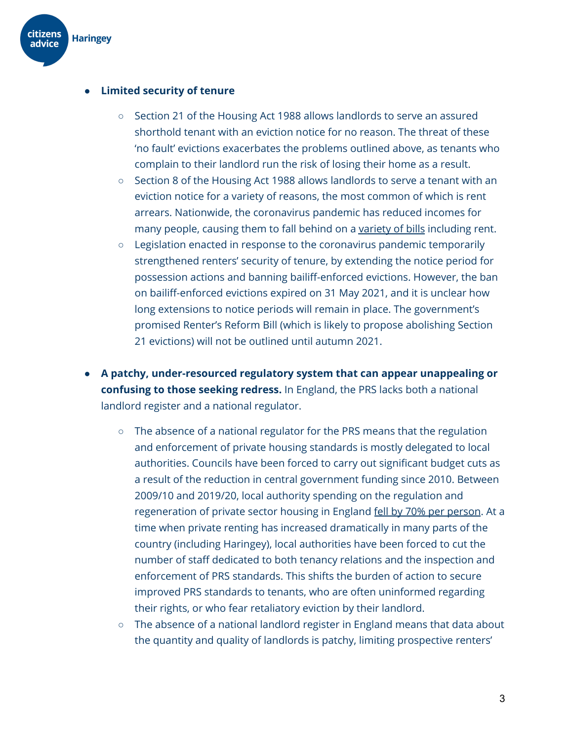- **Limited security of tenure**
    - Section 21 of the Housing Act 1988 allows landlords to serve an assured shorthold tenant with an eviction notice for no reason. The threat of these 'no fault' evictions exacerbates the problems outlined above, as tenants who complain to their landlord run the risk of losing their home as a result.
    - Section 8 of the Housing Act 1988 allows landlords to serve a tenant with an eviction notice for a variety of reasons, the most common of which is rent arrears. Nationwide, the coronavirus pandemic has reduced incomes for many people, causing them to fall behind on a variety of bills including rent.
    - Legislation enacted in response to the coronavirus pandemic temporarily strengthened renters' security of tenure, by extending the notice period for possession actions and banning bailiff-enforced evictions. However, the ban on bailiff-enforced evictions expired on 31 May 2021, and it is unclear how long extensions to notice periods will remain in place. The government's promised Renter's Reform Bill (which is likely to propose abolishing Section 21 evictions) will not be outlined until autumn 2021.

- **A patchy, under-resourced regulatory system that can appear unappealing or confusing to those seeking redress.** In England, the PRS lacks both a national landlord register and a national regulator.
    - The absence of a national regulator for the PRS means that the regulation and enforcement of private housing standards is mostly delegated to local authorities. Councils have been forced to carry out significant budget cuts as a result of the reduction in central government funding since 2010. Between 2009/10 and 2019/20, local authority spending on the regulation and regeneration of private sector housing in England fell by 70% per person. At a time when private renting has increased dramatically in many parts of the country (including Haringey), local authorities have been forced to cut the number of staff dedicated to both tenancy relations and the inspection and enforcement of PRS standards. This shifts the burden of action to secure improved PRS standards to tenants, who are often uninformed regarding their rights, or who fear retaliatory eviction by their landlord.
    - The absence of a national landlord register in England means that data about the quantity and quality of landlords is patchy, limiting prospective renters'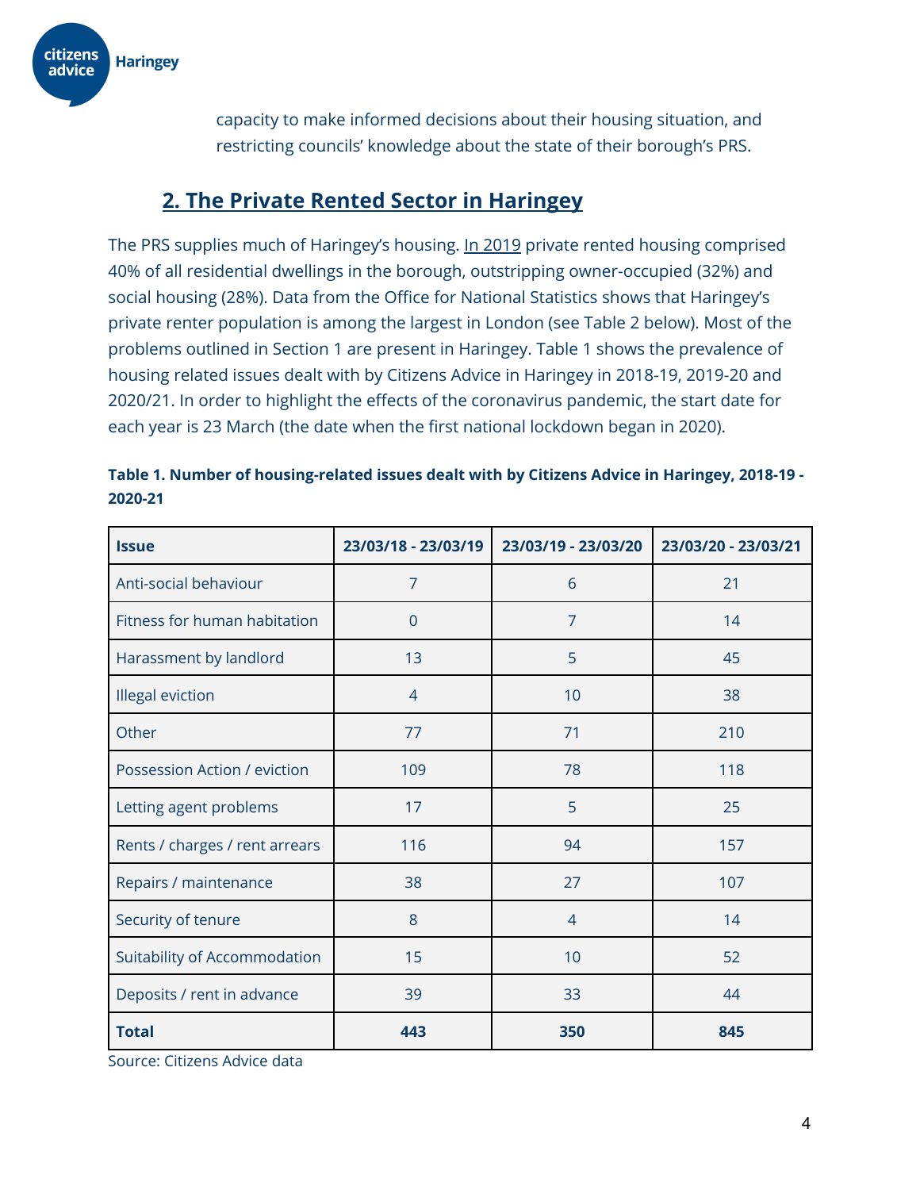capacity to make informed decisions about their housing situation, and restricting councils' knowledge about the state of their borough's PRS.

## 2. The Private Rented Sector in Haringey

The PRS supplies much of Haringey's housing. In 2019 private rented housing comprised 40% of all residential dwellings in the borough, outstripping owner-occupied (32%) and social housing (28%). Data from the Office for National Statistics shows that Haringey's private renter population is among the largest in London (see Table 2 below). Most of the problems outlined in Section 1 are present in Haringey. Table 1 shows the prevalence of housing related issues dealt with by Citizens Advice in Haringey in 2018-19, 2019-20 and 2020/21. In order to highlight the effects of the coronavirus pandemic, the start date for each year is 23 March (the date when the first national lockdown began in 2020).

**Table 1. Number of housing-related issues dealt with by Citizens Advice in Haringey, 2018-19 - 2020-21**

| Issue | 23/03/18 - 23/03/19 | 23/03/19 - 23/03/20 | 23/03/20 - 23/03/21 |
|---|---|---|---|
| Anti-social behaviour | 7 | 6 | 21 |
| Fitness for human habitation | 0 | 7 | 14 |
| Harassment by landlord | 13 | 5 | 45 |
| Illegal eviction | 4 | 10 | 38 |
| Other | 77 | 71 | 210 |
| Possession Action / eviction | 109 | 78 | 118 |
| Letting agent problems | 17 | 5 | 25 |
| Rents / charges / rent arrears | 116 | 94 | 157 |
| Repairs / maintenance | 38 | 27 | 107 |
| Security of tenure | 8 | 4 | 14 |
| Suitability of Accommodation | 15 | 10 | 52 |
| Deposits / rent in advance | 39 | 33 | 44 |
| **Total** | **443** | **350** | **845** |

Source: Citizens Advice data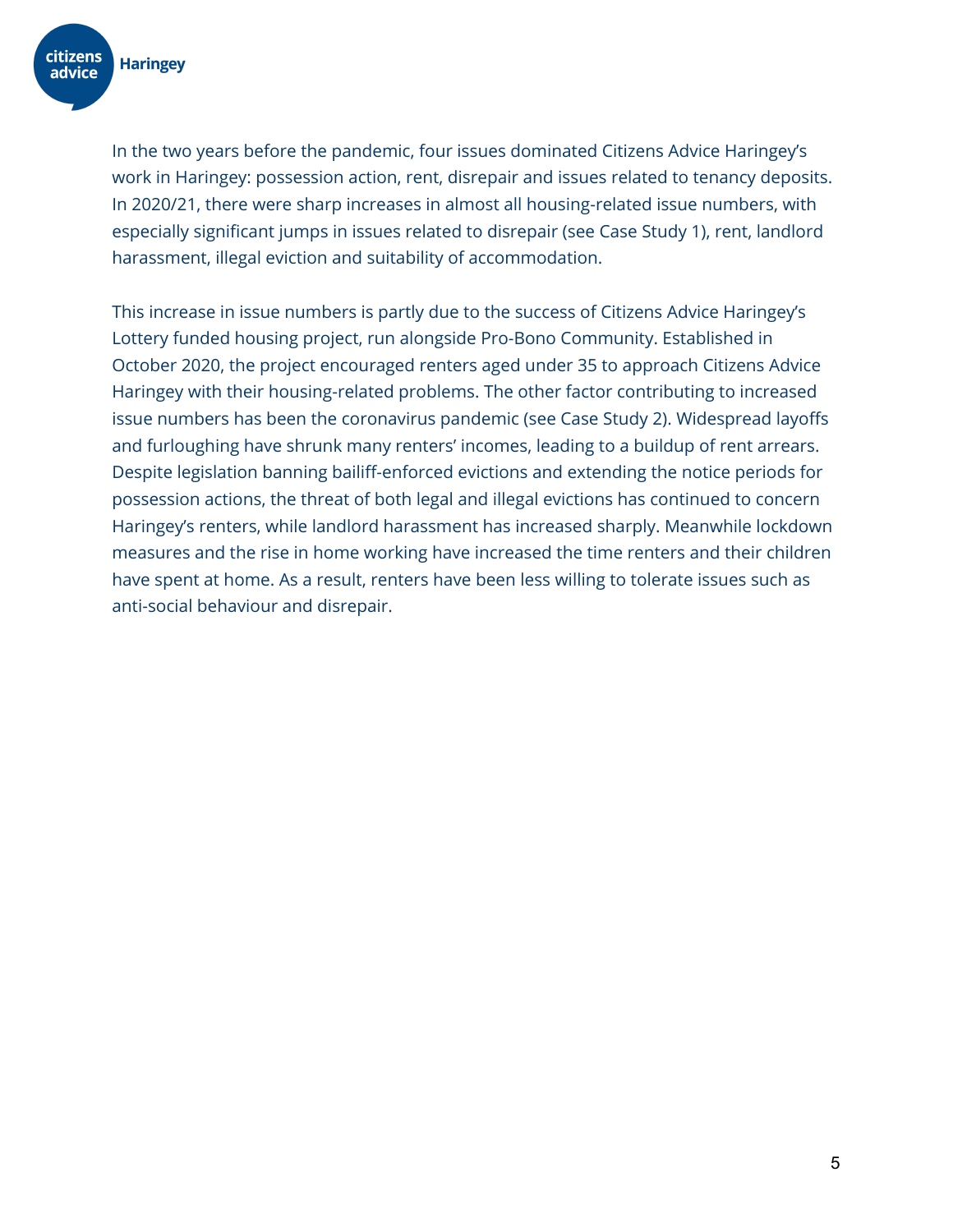In the two years before the pandemic, four issues dominated Citizens Advice Haringey's work in Haringey: possession action, rent, disrepair and issues related to tenancy deposits. In 2020/21, there were sharp increases in almost all housing-related issue numbers, with especially significant jumps in issues related to disrepair (see Case Study 1), rent, landlord harassment, illegal eviction and suitability of accommodation.

This increase in issue numbers is partly due to the success of Citizens Advice Haringey's Lottery funded housing project, run alongside Pro-Bono Community. Established in October 2020, the project encouraged renters aged under 35 to approach Citizens Advice Haringey with their housing-related problems. The other factor contributing to increased issue numbers has been the coronavirus pandemic (see Case Study 2). Widespread layoffs and furloughing have shrunk many renters' incomes, leading to a buildup of rent arrears. Despite legislation banning bailiff-enforced evictions and extending the notice periods for possession actions, the threat of both legal and illegal evictions has continued to concern Haringey's renters, while landlord harassment has increased sharply. Meanwhile lockdown measures and the rise in home working have increased the time renters and their children have spent at home. As a result, renters have been less willing to tolerate issues such as anti-social behaviour and disrepair.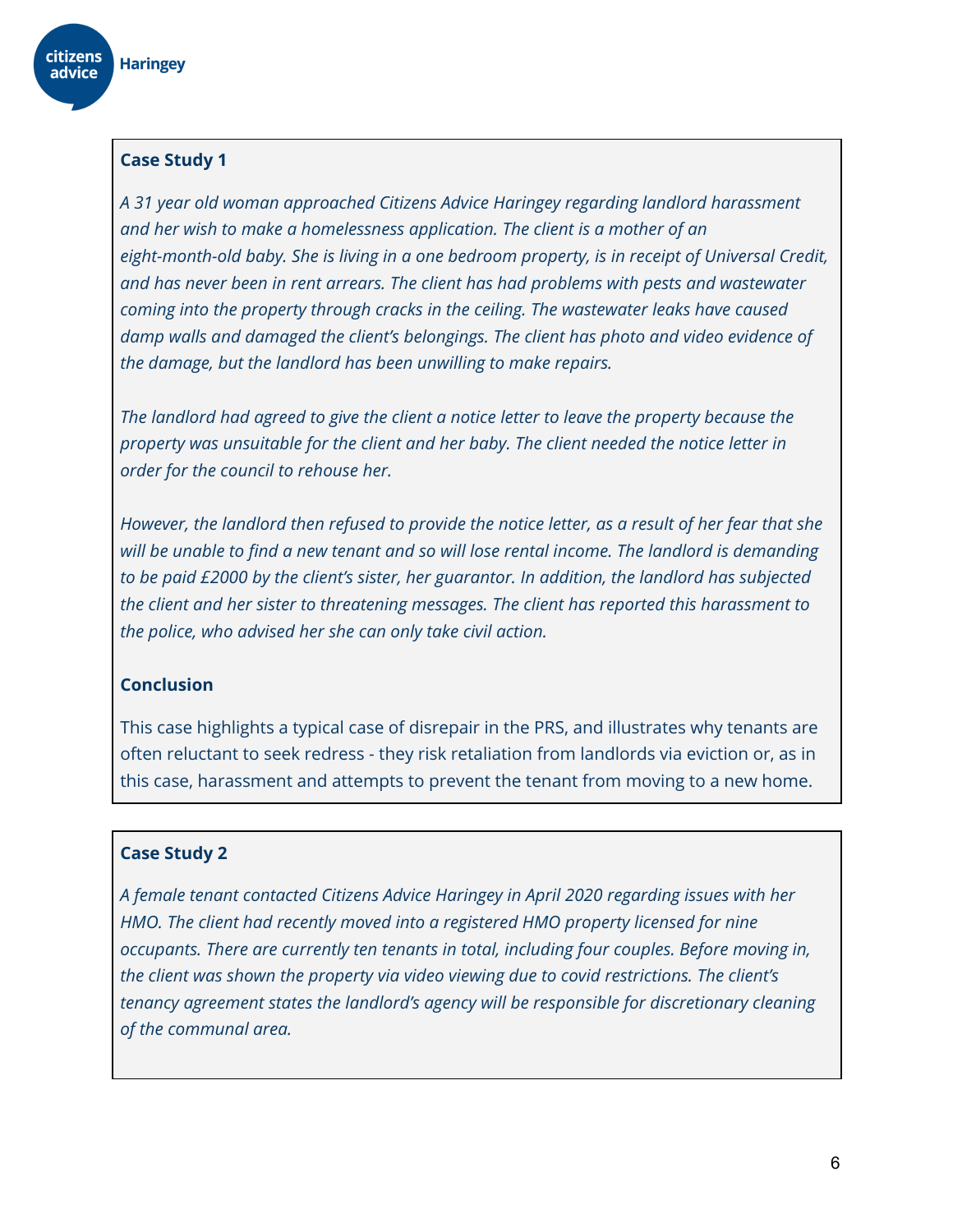### Case Study 1

*A 31 year old woman approached Citizens Advice Haringey regarding landlord harassment and her wish to make a homelessness application. The client is a mother of an eight-month-old baby. She is living in a one bedroom property, is in receipt of Universal Credit, and has never been in rent arrears. The client has had problems with pests and wastewater coming into the property through cracks in the ceiling. The wastewater leaks have caused damp walls and damaged the client's belongings. The client has photo and video evidence of the damage, but the landlord has been unwilling to make repairs.*

*The landlord had agreed to give the client a notice letter to leave the property because the property was unsuitable for the client and her baby. The client needed the notice letter in order for the council to rehouse her.*

*However, the landlord then refused to provide the notice letter, as a result of her fear that she will be unable to find a new tenant and so will lose rental income. The landlord is demanding to be paid £2000 by the client's sister, her guarantor. In addition, the landlord has subjected the client and her sister to threatening messages. The client has reported this harassment to the police, who advised her she can only take civil action.*

**Conclusion**

This case highlights a typical case of disrepair in the PRS, and illustrates why tenants are often reluctant to seek redress - they risk retaliation from landlords via eviction or, as in this case, harassment and attempts to prevent the tenant from moving to a new home.

### Case Study 2

*A female tenant contacted Citizens Advice Haringey in April 2020 regarding issues with her HMO. The client had recently moved into a registered HMO property licensed for nine occupants. There are currently ten tenants in total, including four couples. Before moving in, the client was shown the property via video viewing due to covid restrictions. The client's tenancy agreement states the landlord's agency will be responsible for discretionary cleaning of the communal area.*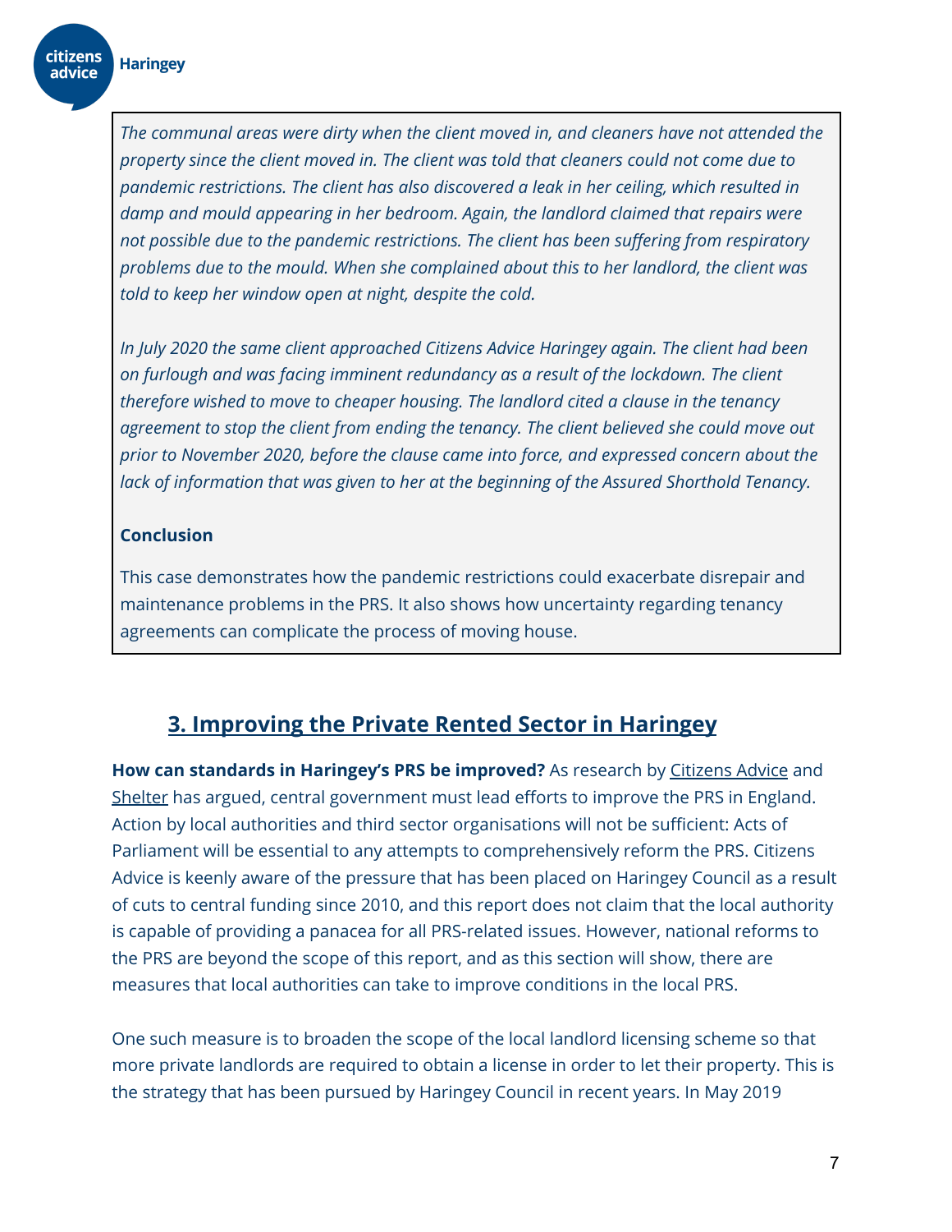*The communal areas were dirty when the client moved in, and cleaners have not attended the property since the client moved in. The client was told that cleaners could not come due to pandemic restrictions. The client has also discovered a leak in her ceiling, which resulted in damp and mould appearing in her bedroom. Again, the landlord claimed that repairs were not possible due to the pandemic restrictions. The client has been suffering from respiratory problems due to the mould. When she complained about this to her landlord, the client was told to keep her window open at night, despite the cold.*

*In July 2020 the same client approached Citizens Advice Haringey again. The client had been on furlough and was facing imminent redundancy as a result of the lockdown. The client therefore wished to move to cheaper housing. The landlord cited a clause in the tenancy agreement to stop the client from ending the tenancy. The client believed she could move out prior to November 2020, before the clause came into force, and expressed concern about the lack of information that was given to her at the beginning of the Assured Shorthold Tenancy.*

**Conclusion**

This case demonstrates how the pandemic restrictions could exacerbate disrepair and maintenance problems in the PRS. It also shows how uncertainty regarding tenancy agreements can complicate the process of moving house.

## 3. Improving the Private Rented Sector in Haringey

**How can standards in Haringey's PRS be improved?** As research by Citizens Advice and Shelter has argued, central government must lead efforts to improve the PRS in England. Action by local authorities and third sector organisations will not be sufficient: Acts of Parliament will be essential to any attempts to comprehensively reform the PRS. Citizens Advice is keenly aware of the pressure that has been placed on Haringey Council as a result of cuts to central funding since 2010, and this report does not claim that the local authority is capable of providing a panacea for all PRS-related issues. However, national reforms to the PRS are beyond the scope of this report, and as this section will show, there are measures that local authorities can take to improve conditions in the local PRS.

One such measure is to broaden the scope of the local landlord licensing scheme so that more private landlords are required to obtain a license in order to let their property. This is the strategy that has been pursued by Haringey Council in recent years. In May 2019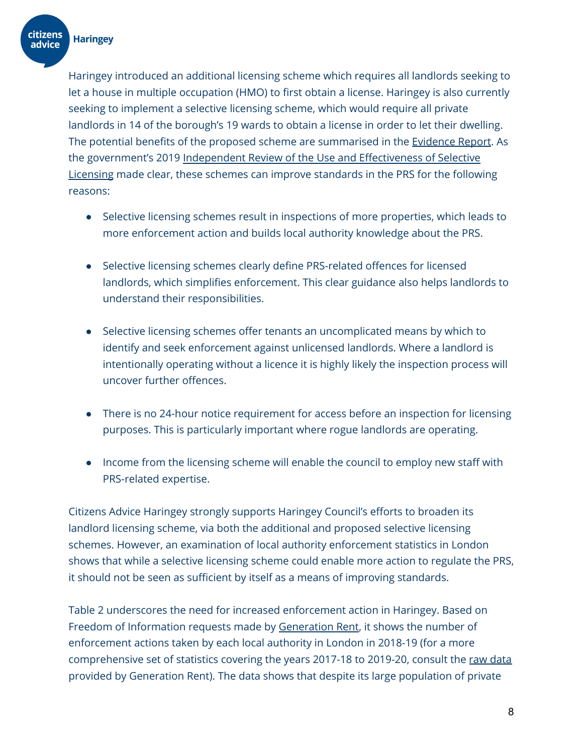Haringey introduced an additional licensing scheme which requires all landlords seeking to let a house in multiple occupation (HMO) to first obtain a license. Haringey is also currently seeking to implement a selective licensing scheme, which would require all private landlords in 14 of the borough's 19 wards to obtain a license in order to let their dwelling. The potential benefits of the proposed scheme are summarised in the Evidence Report. As the government's 2019 Independent Review of the Use and Effectiveness of Selective Licensing made clear, these schemes can improve standards in the PRS for the following reasons:

- Selective licensing schemes result in inspections of more properties, which leads to more enforcement action and builds local authority knowledge about the PRS.
- Selective licensing schemes clearly define PRS-related offences for licensed landlords, which simplifies enforcement. This clear guidance also helps landlords to understand their responsibilities.
- Selective licensing schemes offer tenants an uncomplicated means by which to identify and seek enforcement against unlicensed landlords. Where a landlord is intentionally operating without a licence it is highly likely the inspection process will uncover further offences.
- There is no 24-hour notice requirement for access before an inspection for licensing purposes. This is particularly important where rogue landlords are operating.
- Income from the licensing scheme will enable the council to employ new staff with PRS-related expertise.

Citizens Advice Haringey strongly supports Haringey Council's efforts to broaden its landlord licensing scheme, via both the additional and proposed selective licensing schemes. However, an examination of local authority enforcement statistics in London shows that while a selective licensing scheme could enable more action to regulate the PRS, it should not be seen as sufficient by itself as a means of improving standards.

Table 2 underscores the need for increased enforcement action in Haringey. Based on Freedom of Information requests made by Generation Rent, it shows the number of enforcement actions taken by each local authority in London in 2018-19 (for a more comprehensive set of statistics covering the years 2017-18 to 2019-20, consult the raw data provided by Generation Rent). The data shows that despite its large population of private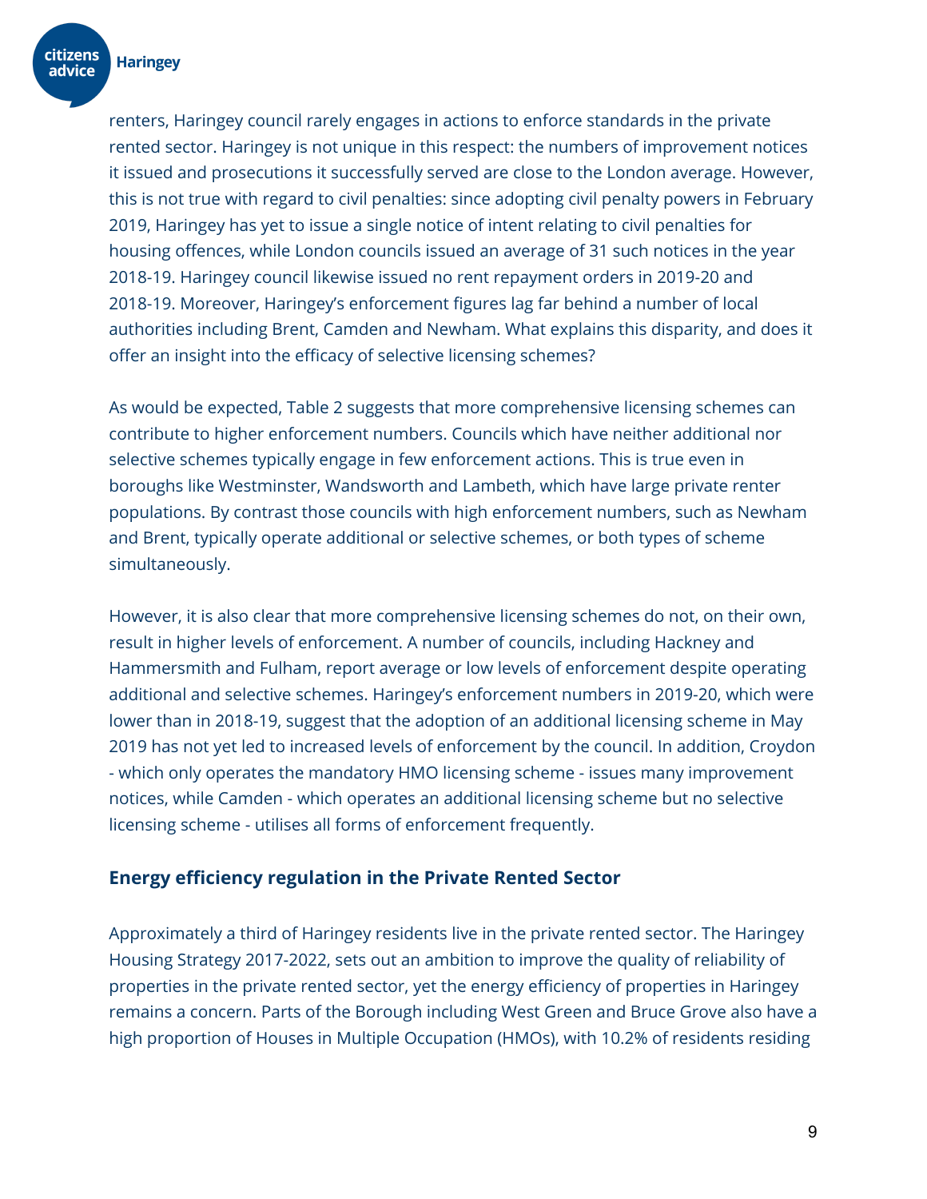renters, Haringey council rarely engages in actions to enforce standards in the private rented sector. Haringey is not unique in this respect: the numbers of improvement notices it issued and prosecutions it successfully served are close to the London average. However, this is not true with regard to civil penalties: since adopting civil penalty powers in February 2019, Haringey has yet to issue a single notice of intent relating to civil penalties for housing offences, while London councils issued an average of 31 such notices in the year 2018-19. Haringey council likewise issued no rent repayment orders in 2019-20 and 2018-19. Moreover, Haringey's enforcement figures lag far behind a number of local authorities including Brent, Camden and Newham. What explains this disparity, and does it offer an insight into the efficacy of selective licensing schemes?

As would be expected, Table 2 suggests that more comprehensive licensing schemes can contribute to higher enforcement numbers. Councils which have neither additional nor selective schemes typically engage in few enforcement actions. This is true even in boroughs like Westminster, Wandsworth and Lambeth, which have large private renter populations. By contrast those councils with high enforcement numbers, such as Newham and Brent, typically operate additional or selective schemes, or both types of scheme simultaneously.

However, it is also clear that more comprehensive licensing schemes do not, on their own, result in higher levels of enforcement. A number of councils, including Hackney and Hammersmith and Fulham, report average or low levels of enforcement despite operating additional and selective schemes. Haringey's enforcement numbers in 2019-20, which were lower than in 2018-19, suggest that the adoption of an additional licensing scheme in May 2019 has not yet led to increased levels of enforcement by the council. In addition, Croydon - which only operates the mandatory HMO licensing scheme - issues many improvement notices, while Camden - which operates an additional licensing scheme but no selective licensing scheme - utilises all forms of enforcement frequently.

## Energy efficiency regulation in the Private Rented Sector

Approximately a third of Haringey residents live in the private rented sector. The Haringey Housing Strategy 2017-2022, sets out an ambition to improve the quality of reliability of properties in the private rented sector, yet the energy efficiency of properties in Haringey remains a concern. Parts of the Borough including West Green and Bruce Grove also have a high proportion of Houses in Multiple Occupation (HMOs), with 10.2% of residents residing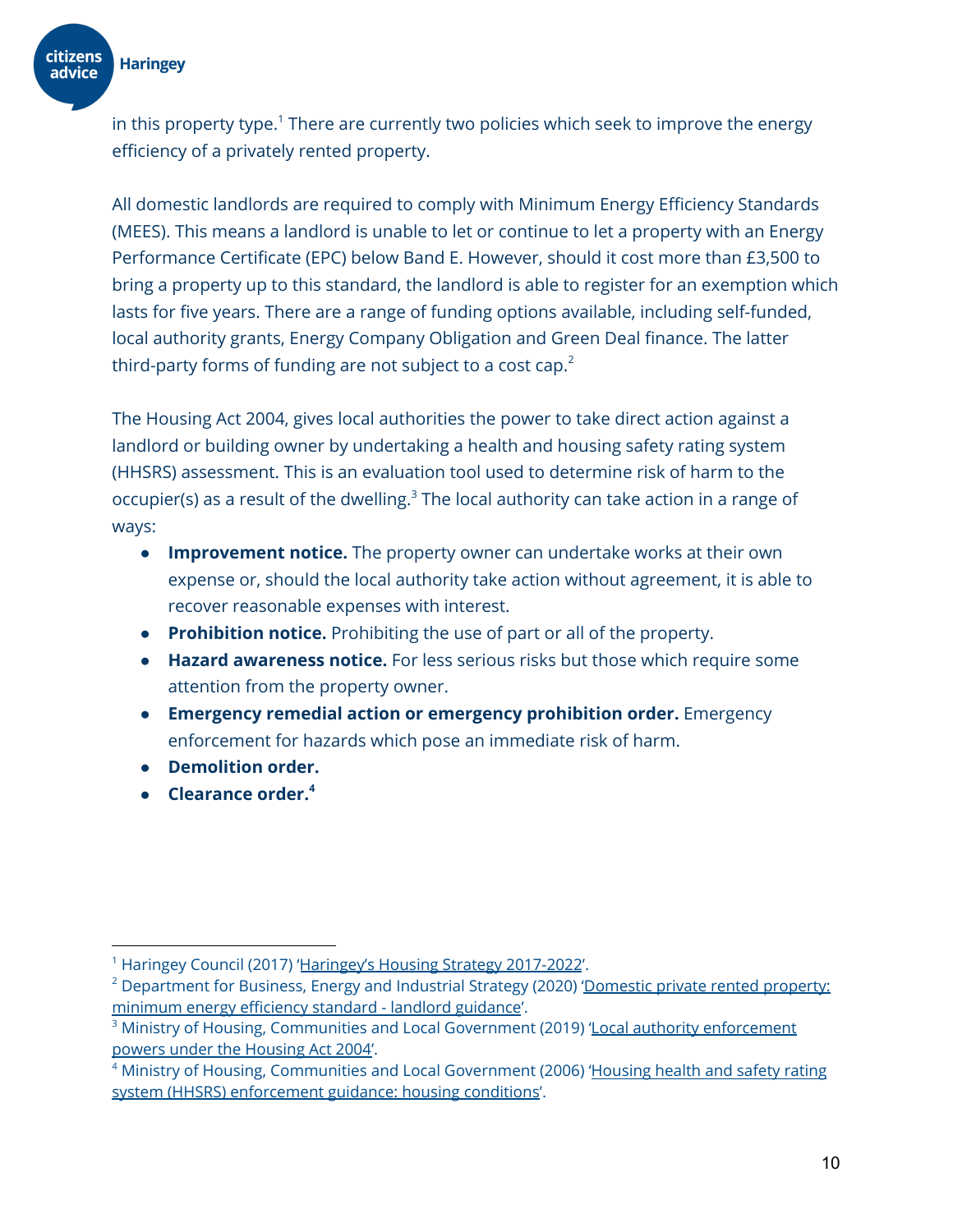in this property type.[1] There are currently two policies which seek to improve the energy efficiency of a privately rented property.

All domestic landlords are required to comply with Minimum Energy Efficiency Standards (MEES). This means a landlord is unable to let or continue to let a property with an Energy Performance Certificate (EPC) below Band E. However, should it cost more than £3,500 to bring a property up to this standard, the landlord is able to register for an exemption which lasts for five years. There are a range of funding options available, including self-funded, local authority grants, Energy Company Obligation and Green Deal finance. The latter third-party forms of funding are not subject to a cost cap.[2]

The Housing Act 2004, gives local authorities the power to take direct action against a landlord or building owner by undertaking a health and housing safety rating system (HHSRS) assessment. This is an evaluation tool used to determine risk of harm to the occupier(s) as a result of the dwelling.[3] The local authority can take action in a range of ways:

- **Improvement notice.** The property owner can undertake works at their own expense or, should the local authority take action without agreement, it is able to recover reasonable expenses with interest.
- **Prohibition notice.** Prohibiting the use of part or all of the property.
- **Hazard awareness notice.** For less serious risks but those which require some attention from the property owner.
- **Emergency remedial action or emergency prohibition order.** Emergency enforcement for hazards which pose an immediate risk of harm.
- **Demolition order.**
- **Clearance order.**[4]

---

[1] Haringey Council (2017) 'Haringey's Housing Strategy 2017-2022'.

[2] Department for Business, Energy and Industrial Strategy (2020) 'Domestic private rented property: minimum energy efficiency standard - landlord guidance'.

[3] Ministry of Housing, Communities and Local Government (2019) 'Local authority enforcement powers under the Housing Act 2004'.

[4] Ministry of Housing, Communities and Local Government (2006) 'Housing health and safety rating system (HHSRS) enforcement guidance: housing conditions'.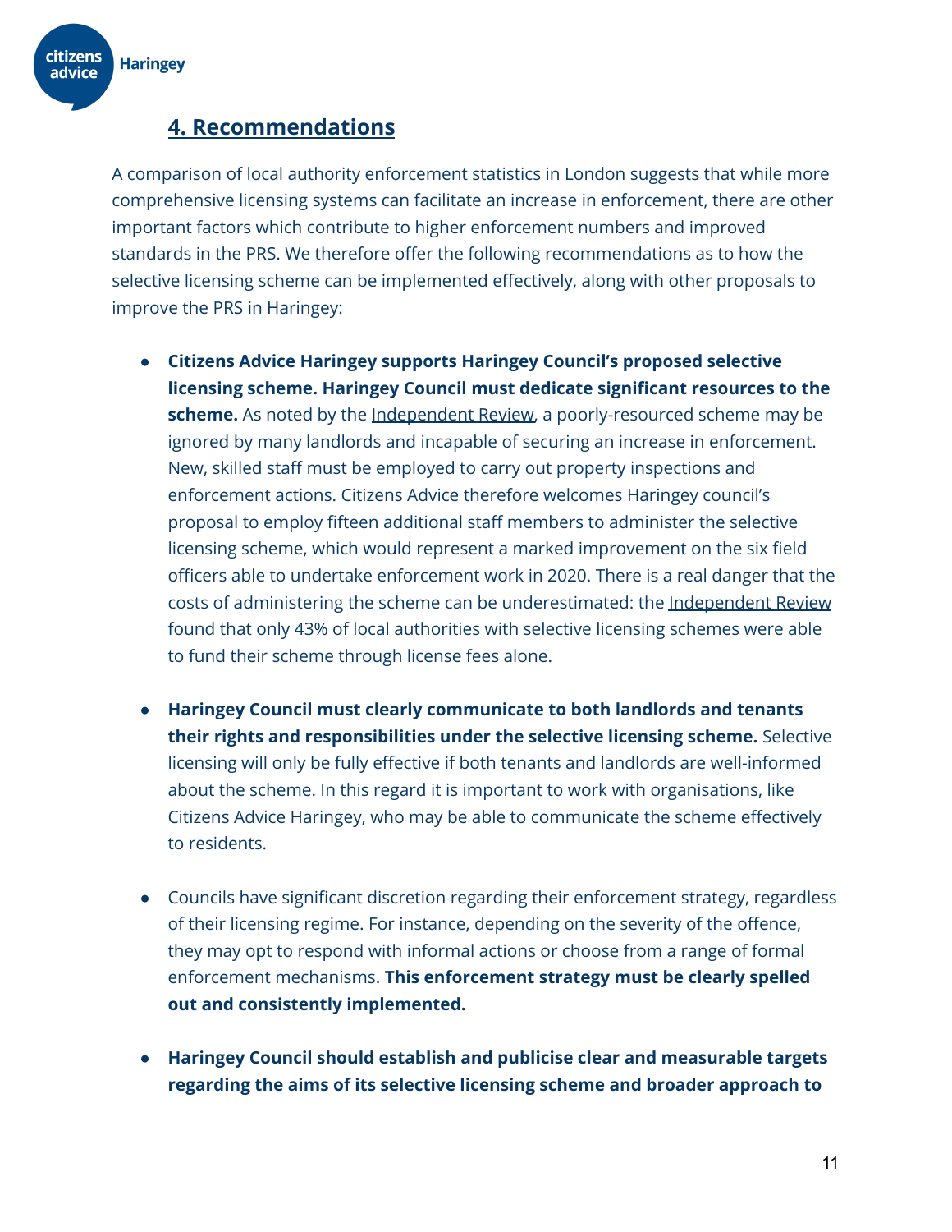## 4. Recommendations

A comparison of local authority enforcement statistics in London suggests that while more comprehensive licensing systems can facilitate an increase in enforcement, there are other important factors which contribute to higher enforcement numbers and improved standards in the PRS. We therefore offer the following recommendations as to how the selective licensing scheme can be implemented effectively, along with other proposals to improve the PRS in Haringey:

- **Citizens Advice Haringey supports Haringey Council's proposed selective licensing scheme. Haringey Council must dedicate significant resources to the scheme.** As noted by the Independent Review, a poorly-resourced scheme may be ignored by many landlords and incapable of securing an increase in enforcement. New, skilled staff must be employed to carry out property inspections and enforcement actions. Citizens Advice therefore welcomes Haringey council's proposal to employ fifteen additional staff members to administer the selective licensing scheme, which would represent a marked improvement on the six field officers able to undertake enforcement work in 2020. There is a real danger that the costs of administering the scheme can be underestimated: the Independent Review found that only 43% of local authorities with selective licensing schemes were able to fund their scheme through license fees alone.

- **Haringey Council must clearly communicate to both landlords and tenants their rights and responsibilities under the selective licensing scheme.** Selective licensing will only be fully effective if both tenants and landlords are well-informed about the scheme. In this regard it is important to work with organisations, like Citizens Advice Haringey, who may be able to communicate the scheme effectively to residents.

- Councils have significant discretion regarding their enforcement strategy, regardless of their licensing regime. For instance, depending on the severity of the offence, they may opt to respond with informal actions or choose from a range of formal enforcement mechanisms. **This enforcement strategy must be clearly spelled out and consistently implemented.**

- **Haringey Council should establish and publicise clear and measurable targets regarding the aims of its selective licensing scheme and broader approach to**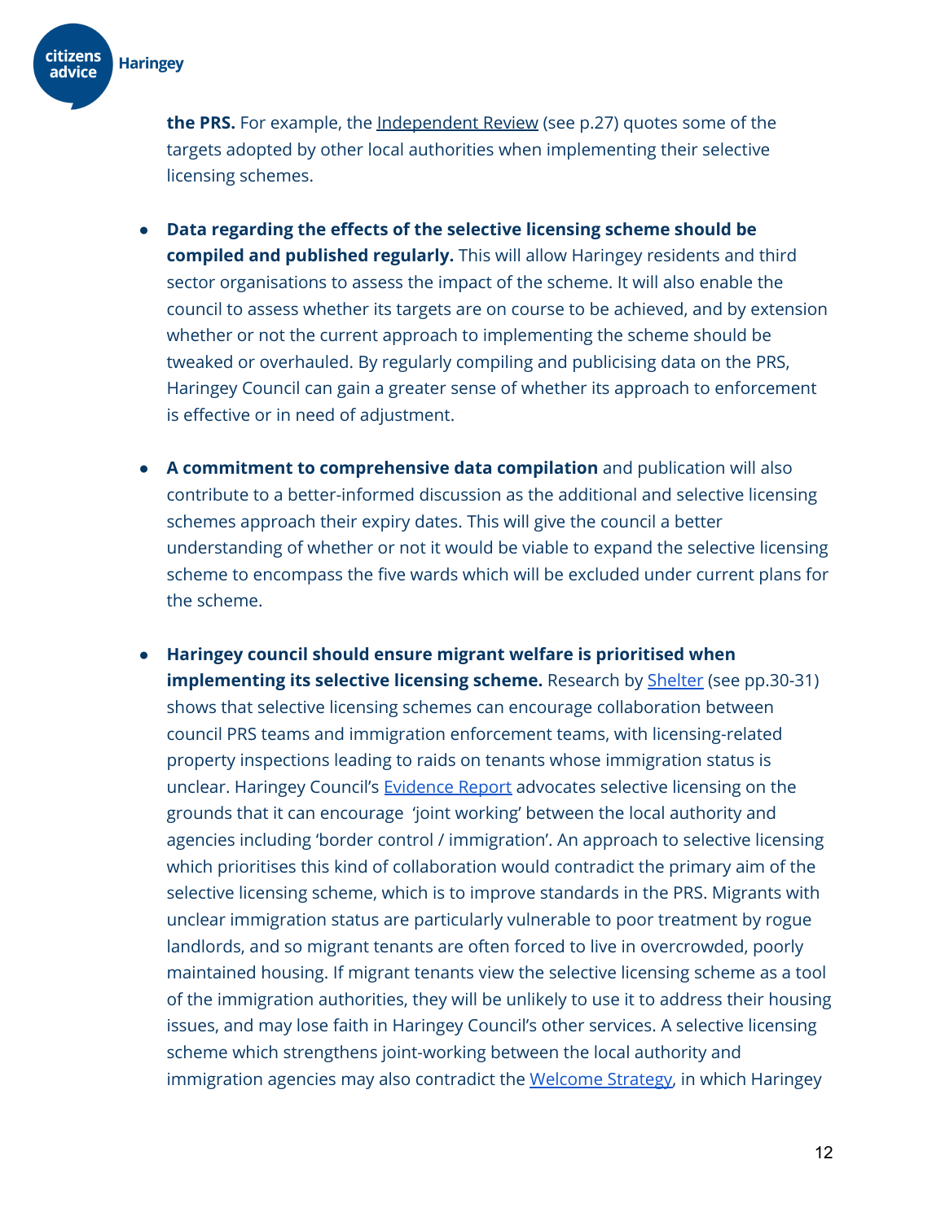**the PRS.** For example, the Independent Review (see p.27) quotes some of the targets adopted by other local authorities when implementing their selective licensing schemes.

- **Data regarding the effects of the selective licensing scheme should be compiled and published regularly.** This will allow Haringey residents and third sector organisations to assess the impact of the scheme. It will also enable the council to assess whether its targets are on course to be achieved, and by extension whether or not the current approach to implementing the scheme should be tweaked or overhauled. By regularly compiling and publicising data on the PRS, Haringey Council can gain a greater sense of whether its approach to enforcement is effective or in need of adjustment.

- **A commitment to comprehensive data compilation** and publication will also contribute to a better-informed discussion as the additional and selective licensing schemes approach their expiry dates. This will give the council a better understanding of whether or not it would be viable to expand the selective licensing scheme to encompass the five wards which will be excluded under current plans for the scheme.

- **Haringey council should ensure migrant welfare is prioritised when implementing its selective licensing scheme.** Research by Shelter (see pp.30-31) shows that selective licensing schemes can encourage collaboration between council PRS teams and immigration enforcement teams, with licensing-related property inspections leading to raids on tenants whose immigration status is unclear. Haringey Council's Evidence Report advocates selective licensing on the grounds that it can encourage 'joint working' between the local authority and agencies including 'border control / immigration'. An approach to selective licensing which prioritises this kind of collaboration would contradict the primary aim of the selective licensing scheme, which is to improve standards in the PRS. Migrants with unclear immigration status are particularly vulnerable to poor treatment by rogue landlords, and so migrant tenants are often forced to live in overcrowded, poorly maintained housing. If migrant tenants view the selective licensing scheme as a tool of the immigration authorities, they will be unlikely to use it to address their housing issues, and may lose faith in Haringey Council's other services. A selective licensing scheme which strengthens joint-working between the local authority and immigration agencies may also contradict the Welcome Strategy, in which Haringey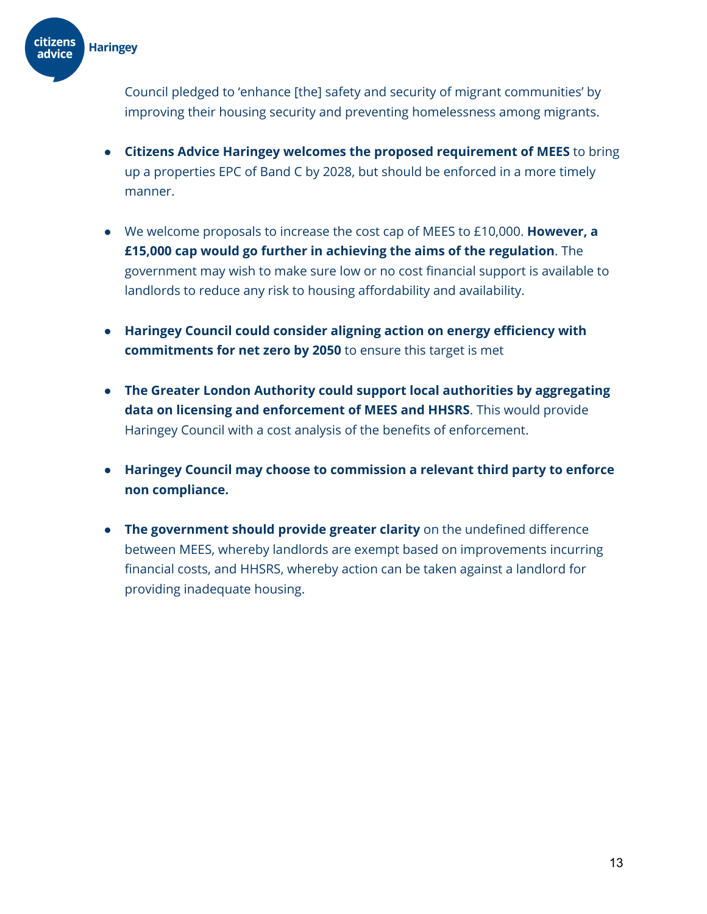Council pledged to 'enhance [the] safety and security of migrant communities' by improving their housing security and preventing homelessness among migrants.

- **Citizens Advice Haringey welcomes the proposed requirement of MEES** to bring up a properties EPC of Band C by 2028, but should be enforced in a more timely manner.

- We welcome proposals to increase the cost cap of MEES to £10,000. **However, a £15,000 cap would go further in achieving the aims of the regulation**. The government may wish to make sure low or no cost financial support is available to landlords to reduce any risk to housing affordability and availability.

- **Haringey Council could consider aligning action on energy efficiency with commitments for net zero by 2050** to ensure this target is met

- **The Greater London Authority could support local authorities by aggregating data on licensing and enforcement of MEES and HHSRS**. This would provide Haringey Council with a cost analysis of the benefits of enforcement.

- **Haringey Council may choose to commission a relevant third party to enforce non compliance.**

- **The government should provide greater clarity** on the undefined difference between MEES, whereby landlords are exempt based on improvements incurring financial costs, and HHSRS, whereby action can be taken against a landlord for providing inadequate housing.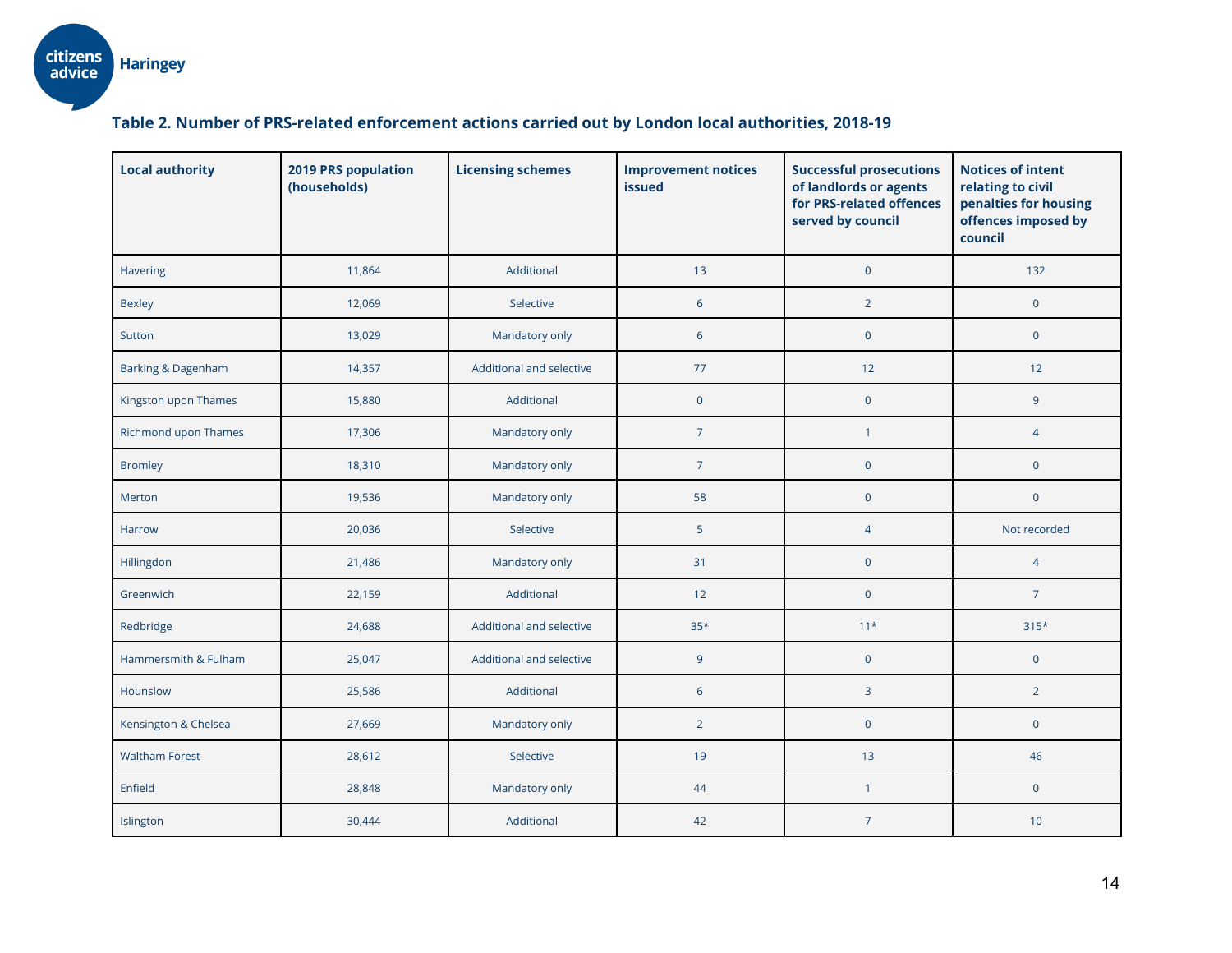**Table 2. Number of PRS-related enforcement actions carried out by London local authorities, 2018-19**

| Local authority | 2019 PRS population (households) | Licensing schemes | Improvement notices issued | Successful prosecutions of landlords or agents for PRS-related offences served by council | Notices of intent relating to civil penalties for housing offences imposed by council |
|---|---|---|---|---|---|
| Havering | 11,864 | Additional | 13 | 0 | 132 |
| Bexley | 12,069 | Selective | 6 | 2 | 0 |
| Sutton | 13,029 | Mandatory only | 6 | 0 | 0 |
| Barking & Dagenham | 14,357 | Additional and selective | 77 | 12 | 12 |
| Kingston upon Thames | 15,880 | Additional | 0 | 0 | 9 |
| Richmond upon Thames | 17,306 | Mandatory only | 7 | 1 | 4 |
| Bromley | 18,310 | Mandatory only | 7 | 0 | 0 |
| Merton | 19,536 | Mandatory only | 58 | 0 | 0 |
| Harrow | 20,036 | Selective | 5 | 4 | Not recorded |
| Hillingdon | 21,486 | Mandatory only | 31 | 0 | 4 |
| Greenwich | 22,159 | Additional | 12 | 0 | 7 |
| Redbridge | 24,688 | Additional and selective | 35* | 11* | 315* |
| Hammersmith & Fulham | 25,047 | Additional and selective | 9 | 0 | 0 |
| Hounslow | 25,586 | Additional | 6 | 3 | 2 |
| Kensington & Chelsea | 27,669 | Mandatory only | 2 | 0 | 0 |
| Waltham Forest | 28,612 | Selective | 19 | 13 | 46 |
| Enfield | 28,848 | Mandatory only | 44 | 1 | 0 |
| Islington | 30,444 | Additional | 42 | 7 | 10 |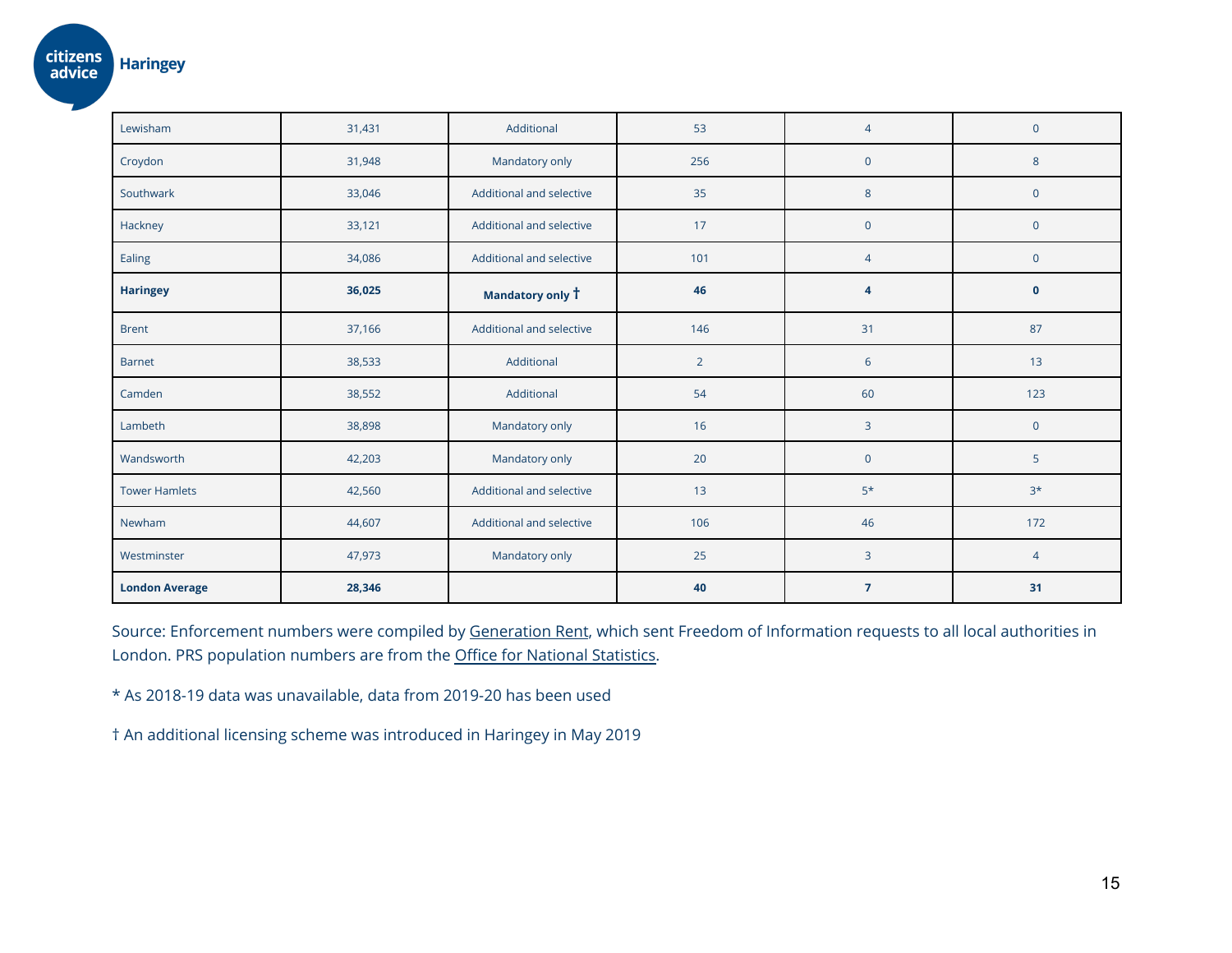| | | | | | |
|---|---|---|---|---|---|
| Lewisham | 31,431 | Additional | 53 | 4 | 0 |
| Croydon | 31,948 | Mandatory only | 256 | 0 | 8 |
| Southwark | 33,046 | Additional and selective | 35 | 8 | 0 |
| Hackney | 33,121 | Additional and selective | 17 | 0 | 0 |
| Ealing | 34,086 | Additional and selective | 101 | 4 | 0 |
| **Haringey** | **36,025** | **Mandatory only †** | **46** | **4** | **0** |
| Brent | 37,166 | Additional and selective | 146 | 31 | 87 |
| Barnet | 38,533 | Additional | 2 | 6 | 13 |
| Camden | 38,552 | Additional | 54 | 60 | 123 |
| Lambeth | 38,898 | Mandatory only | 16 | 3 | 0 |
| Wandsworth | 42,203 | Mandatory only | 20 | 0 | 5 |
| Tower Hamlets | 42,560 | Additional and selective | 13 | 5* | 3* |
| Newham | 44,607 | Additional and selective | 106 | 46 | 172 |
| Westminster | 47,973 | Mandatory only | 25 | 3 | 4 |
| **London Average** | **28,346** | | **40** | **7** | **31** |

Source: Enforcement numbers were compiled by Generation Rent, which sent Freedom of Information requests to all local authorities in London. PRS population numbers are from the Office for National Statistics.

* As 2018-19 data was unavailable, data from 2019-20 has been used

† An additional licensing scheme was introduced in Haringey in May 2019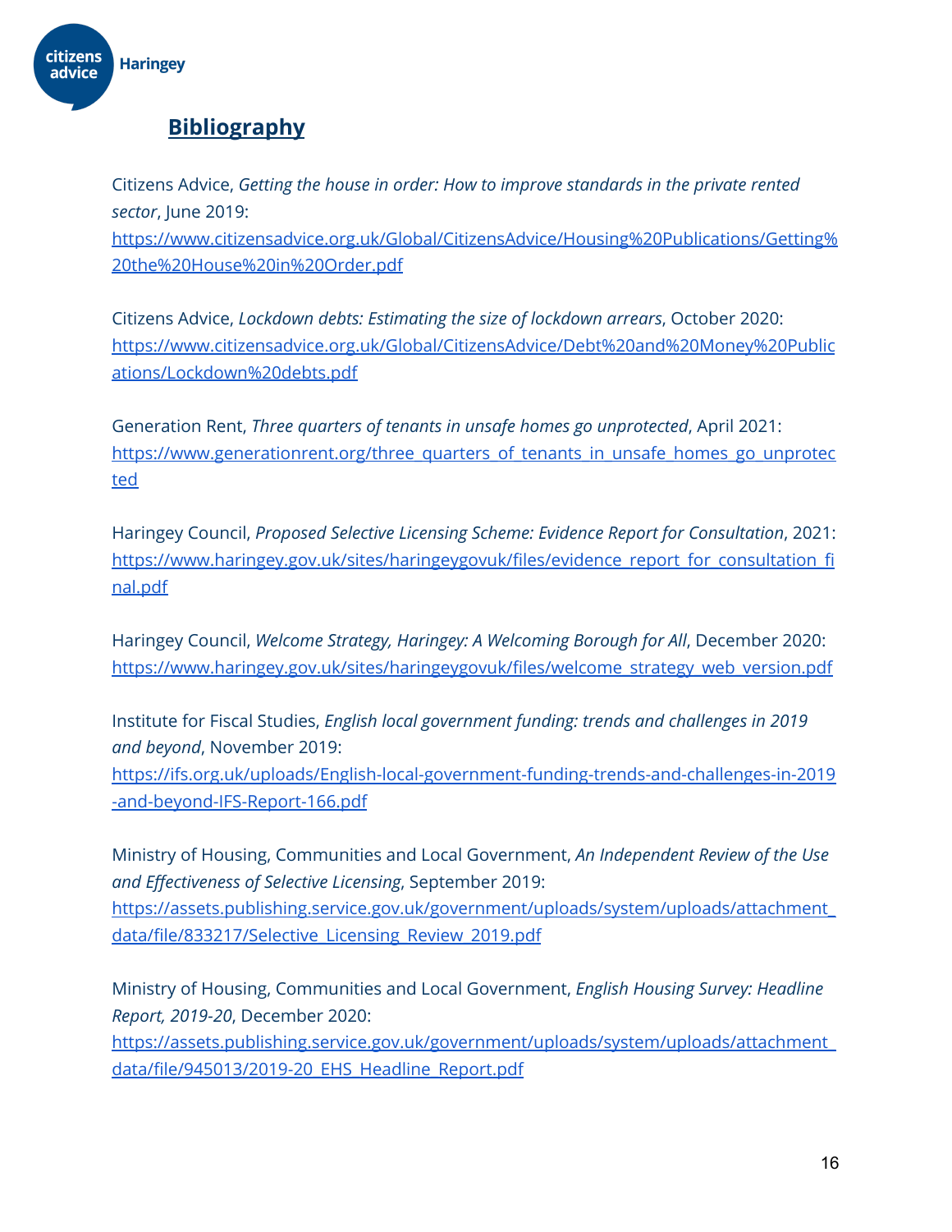## Bibliography

Citizens Advice, *Getting the house in order: How to improve standards in the private rented sector*, June 2019: https://www.citizensadvice.org.uk/Global/CitizensAdvice/Housing%20Publications/Getting%20the%20House%20in%20Order.pdf

Citizens Advice, *Lockdown debts: Estimating the size of lockdown arrears*, October 2020: https://www.citizensadvice.org.uk/Global/CitizensAdvice/Debt%20and%20Money%20Publications/Lockdown%20debts.pdf

Generation Rent, *Three quarters of tenants in unsafe homes go unprotected*, April 2021: https://www.generationrent.org/three_quarters_of_tenants_in_unsafe_homes_go_unprotected

Haringey Council, *Proposed Selective Licensing Scheme: Evidence Report for Consultation*, 2021: https://www.haringey.gov.uk/sites/haringeygovuk/files/evidence_report_for_consultation_final.pdf

Haringey Council, *Welcome Strategy, Haringey: A Welcoming Borough for All*, December 2020: https://www.haringey.gov.uk/sites/haringeygovuk/files/welcome_strategy_web_version.pdf

Institute for Fiscal Studies, *English local government funding: trends and challenges in 2019 and beyond*, November 2019: https://ifs.org.uk/uploads/English-local-government-funding-trends-and-challenges-in-2019-and-beyond-IFS-Report-166.pdf

Ministry of Housing, Communities and Local Government, *An Independent Review of the Use and Effectiveness of Selective Licensing*, September 2019: https://assets.publishing.service.gov.uk/government/uploads/system/uploads/attachment_data/file/833217/Selective_Licensing_Review_2019.pdf

Ministry of Housing, Communities and Local Government, *English Housing Survey: Headline Report, 2019-20*, December 2020: https://assets.publishing.service.gov.uk/government/uploads/system/uploads/attachment_data/file/945013/2019-20_EHS_Headline_Report.pdf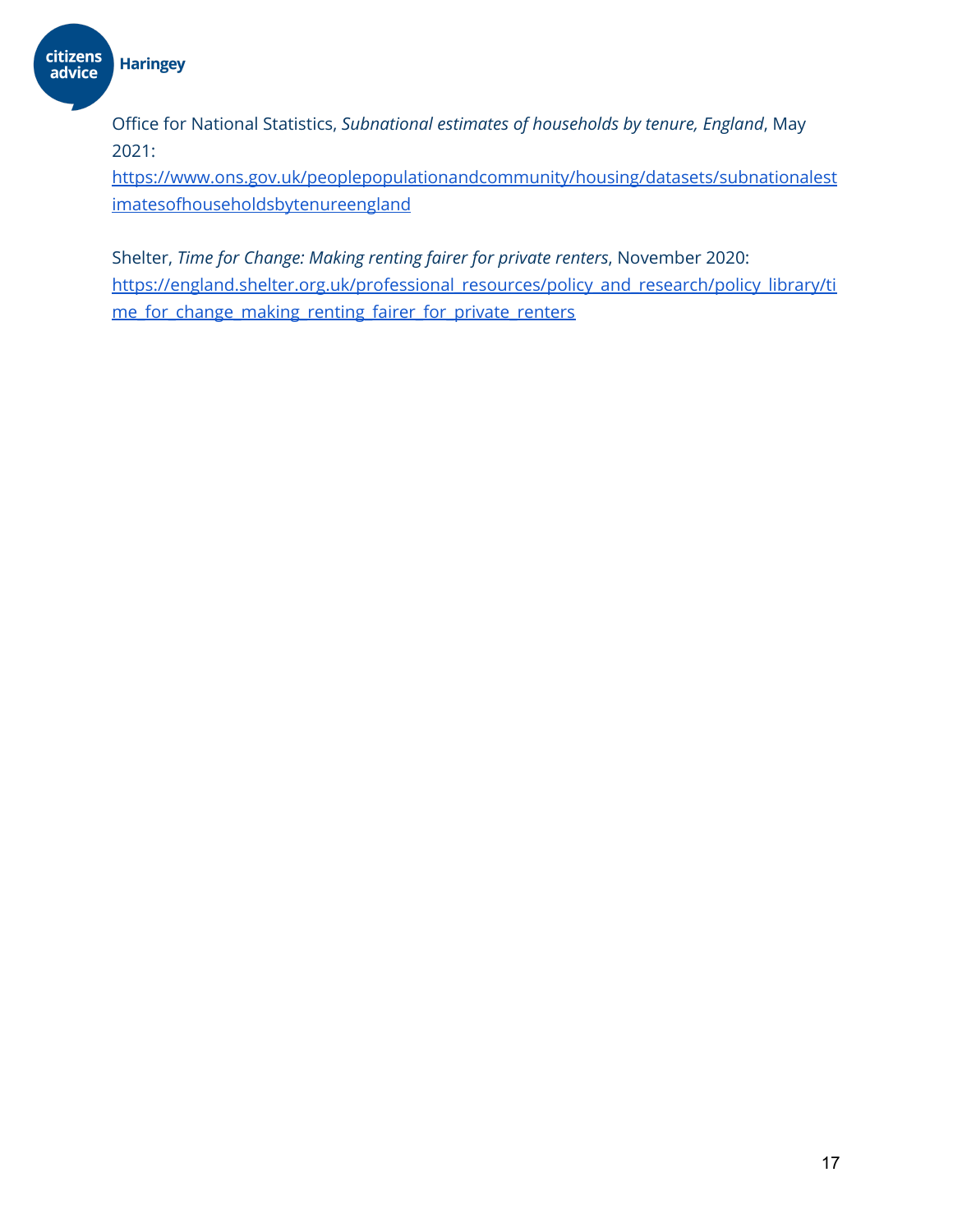Office for National Statistics, *Subnational estimates of households by tenure, England*, May 2021:
https://www.ons.gov.uk/peoplepopulationandcommunity/housing/datasets/subnationalestimatesofhouseholdsbytenureengland

Shelter, *Time for Change: Making renting fairer for private renters*, November 2020:
https://england.shelter.org.uk/professional_resources/policy_and_research/policy_library/time_for_change_making_renting_fairer_for_private_renters